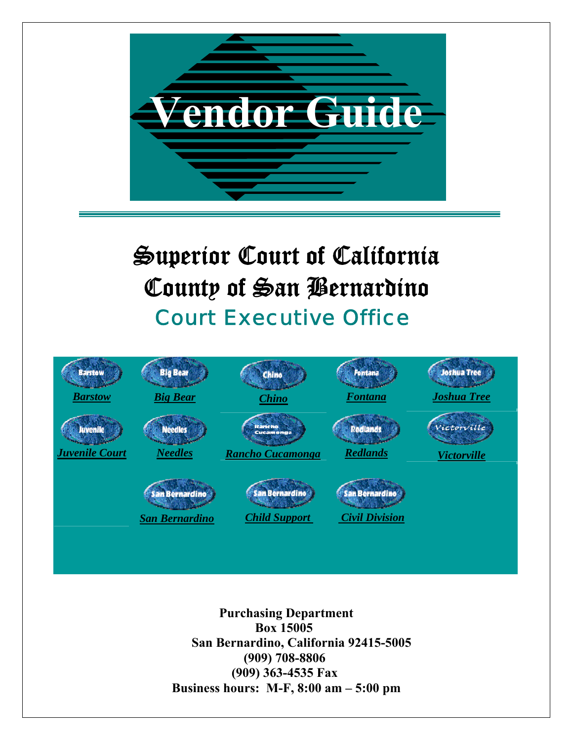# Vendor Guide

## Superior Court of California
## County of San Bernardino
### Court Executive Office

*Barstow* | *Big Bear* | *Chino* | *Fontana* | *Joshua Tree*

*Juvenile Court* | *Needles* | *Rancho Cucamonga* | *Redlands* | *Victorville*

*San Bernardino* | *Child Support* | *Civil Division*

**Purchasing Department**
**Box 15005**
**San Bernardino, California 92415-5005**
**(909) 708-8806**
**(909) 363-4535 Fax**
**Business hours: M-F, 8:00 am – 5:00 pm**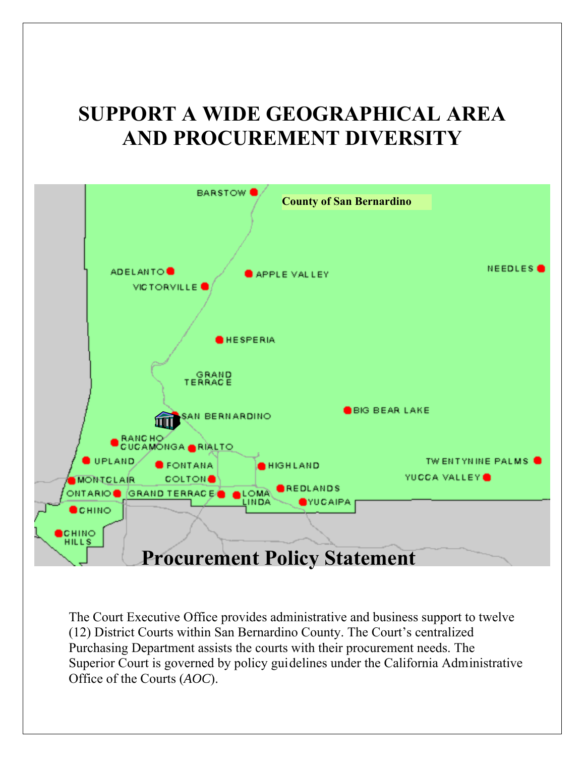# SUPPORT A WIDE GEOGRAPHICAL AREA AND PROCUREMENT DIVERSITY

County of San Bernardino

BARSTOW

ADELANTO

APPLE VALLEY

NEEDLES

VICTORVILLE

HESPERIA

GRAND TERRACE

SAN BERNARDINO

BIG BEAR LAKE

RANCHO CUCAMONGA

RIALTO

UPLAND

FONTANA

HIGHLAND

TWENTYNINE PALMS

MONTCLAIR

COLTON

YUCCA VALLEY

ONTARIO

GRAND TERRACE

LOMA LINDA

REDLANDS

YUCAIPA

CHINO

CHINO HILLS

## Procurement Policy Statement

The Court Executive Office provides administrative and business support to twelve (12) District Courts within San Bernardino County. The Court's centralized Purchasing Department assists the courts with their procurement needs. The Superior Court is governed by policy guidelines under the California Administrative Office of the Courts (*AOC*).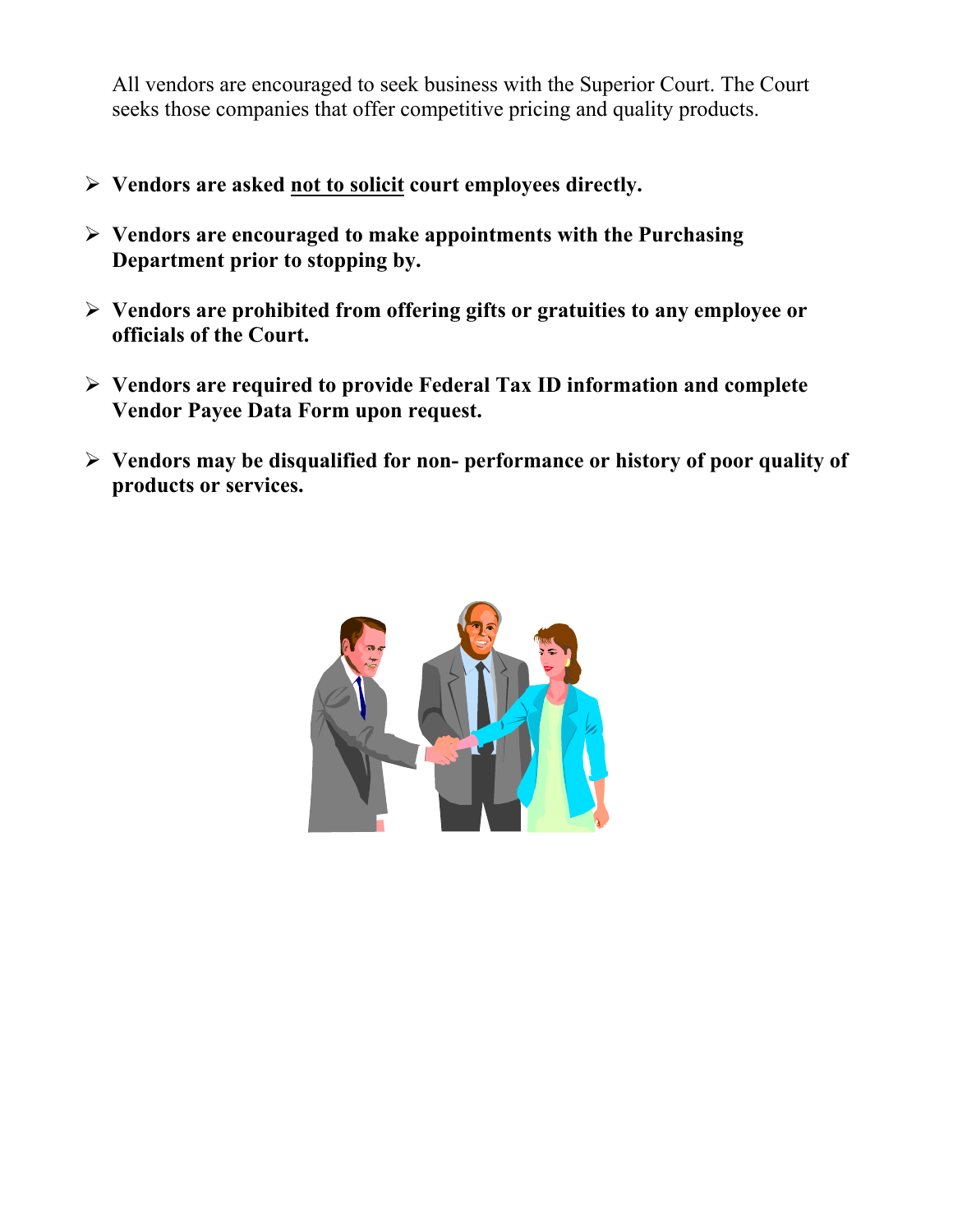All vendors are encouraged to seek business with the Superior Court. The Court seeks those companies that offer competitive pricing and quality products.

- **Vendors are asked <u>not to solicit</u> court employees directly.**
- **Vendors are encouraged to make appointments with the Purchasing Department prior to stopping by.**
- **Vendors are prohibited from offering gifts or gratuities to any employee or officials of the Court.**
- **Vendors are required to provide Federal Tax ID information and complete Vendor Payee Data Form upon request.**
- **Vendors may be disqualified for non- performance or history of poor quality of products or services.**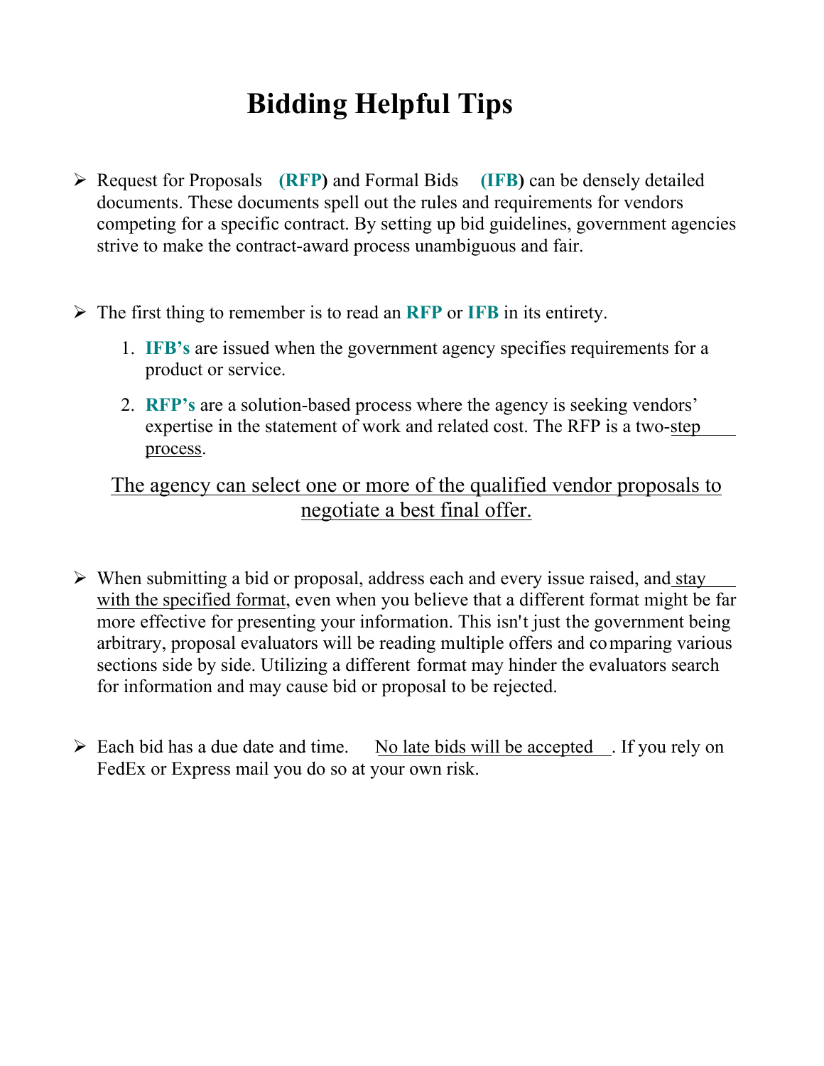# Bidding Helpful Tips

- Request for Proposals **(RFP)** and Formal Bids **(IFB)** can be densely detailed documents. These documents spell out the rules and requirements for vendors competing for a specific contract. By setting up bid guidelines, government agencies strive to make the contract-award process unambiguous and fair.

- The first thing to remember is to read an **RFP** or **IFB** in its entirety.

  1. **IFB's** are issued when the government agency specifies requirements for a product or service.
  2. **RFP's** are a solution-based process where the agency is seeking vendors' expertise in the statement of work and related cost. The RFP is a two-step process.

  The agency can select one or more of the qualified vendor proposals to negotiate a best final offer.

- When submitting a bid or proposal, address each and every issue raised, and stay with the specified format, even when you believe that a different format might be far more effective for presenting your information. This isn't just the government being arbitrary, proposal evaluators will be reading multiple offers and comparing various sections side by side. Utilizing a different format may hinder the evaluators search for information and may cause bid or proposal to be rejected.

- Each bid has a due date and time. No late bids will be accepted. If you rely on FedEx or Express mail you do so at your own risk.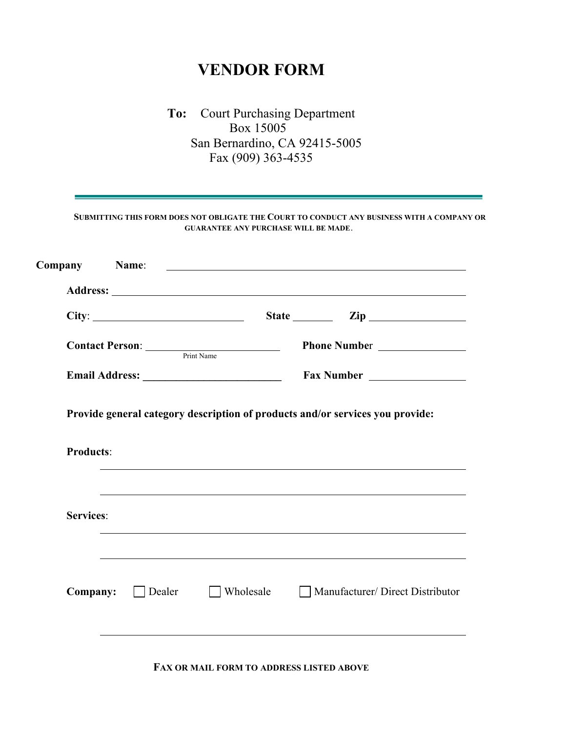# VENDOR FORM

**To:** Court Purchasing Department
Box 15005
San Bernardino, CA 92415-5005
Fax (909) 363-4535

---

**SUBMITTING THIS FORM DOES NOT OBLIGATE THE COURT TO CONDUCT ANY BUSINESS WITH A COMPANY OR GUARANTEE ANY PURCHASE WILL BE MADE.**

**Company Name**: ______________________________________________

**Address:** ______________________________________________

**City**: ____________________ **State** ________ **Zip** ______________

**Contact Person**: ____________________ **Phone Number** ______________
Print Name

**Email Address:** ____________________ **Fax Number** ______________

**Provide general category description of products and/or services you provide:**

**Products**:

______________________________________________

______________________________________________

**Services**:

______________________________________________

______________________________________________

**Company:** ☐ Dealer ☐ Wholesale ☐ Manufacturer/ Direct Distributor

______________________________________________

**FAX OR MAIL FORM TO ADDRESS LISTED ABOVE**